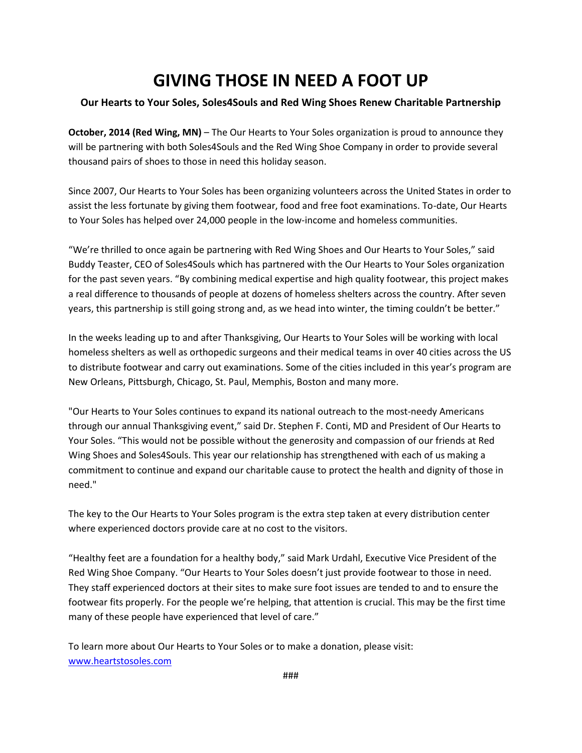# GIVING THOSE IN NEED A FOOT UP

**Our Hearts to Your Soles, Soles4Souls and Red Wing Shoes Renew Charitable Partnership**

**October, 2014 (Red Wing, MN)** – The Our Hearts to Your Soles organization is proud to announce they will be partnering with both Soles4Souls and the Red Wing Shoe Company in order to provide several thousand pairs of shoes to those in need this holiday season.

Since 2007, Our Hearts to Your Soles has been organizing volunteers across the United States in order to assist the less fortunate by giving them footwear, food and free foot examinations. To-date, Our Hearts to Your Soles has helped over 24,000 people in the low-income and homeless communities.

"We're thrilled to once again be partnering with Red Wing Shoes and Our Hearts to Your Soles," said Buddy Teaster, CEO of Soles4Souls which has partnered with the Our Hearts to Your Soles organization for the past seven years. "By combining medical expertise and high quality footwear, this project makes a real difference to thousands of people at dozens of homeless shelters across the country. After seven years, this partnership is still going strong and, as we head into winter, the timing couldn't be better."

In the weeks leading up to and after Thanksgiving, Our Hearts to Your Soles will be working with local homeless shelters as well as orthopedic surgeons and their medical teams in over 40 cities across the US to distribute footwear and carry out examinations. Some of the cities included in this year's program are New Orleans, Pittsburgh, Chicago, St. Paul, Memphis, Boston and many more.

"Our Hearts to Your Soles continues to expand its national outreach to the most-needy Americans through our annual Thanksgiving event," said Dr. Stephen F. Conti, MD and President of Our Hearts to Your Soles. "This would not be possible without the generosity and compassion of our friends at Red Wing Shoes and Soles4Souls. This year our relationship has strengthened with each of us making a commitment to continue and expand our charitable cause to protect the health and dignity of those in need."

The key to the Our Hearts to Your Soles program is the extra step taken at every distribution center where experienced doctors provide care at no cost to the visitors.

"Healthy feet are a foundation for a healthy body," said Mark Urdahl, Executive Vice President of the Red Wing Shoe Company. "Our Hearts to Your Soles doesn't just provide footwear to those in need. They staff experienced doctors at their sites to make sure foot issues are tended to and to ensure the footwear fits properly. For the people we're helping, that attention is crucial. This may be the first time many of these people have experienced that level of care."

To learn more about Our Hearts to Your Soles or to make a donation, please visit: [www.heartstosoles.com](http://www.heartstosoles.com)

###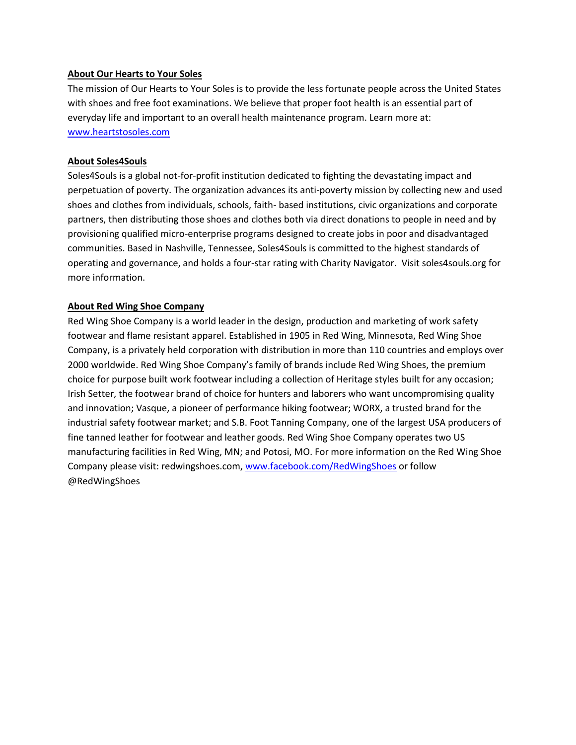**About Our Hearts to Your Soles**

The mission of Our Hearts to Your Soles is to provide the less fortunate people across the United States with shoes and free foot examinations. We believe that proper foot health is an essential part of everyday life and important to an overall health maintenance program. Learn more at: [www.heartstosoles.com](www.heartstosoles.com)

**About Soles4Souls**

Soles4Souls is a global not-for-profit institution dedicated to fighting the devastating impact and perpetuation of poverty. The organization advances its anti-poverty mission by collecting new and used shoes and clothes from individuals, schools, faith- based institutions, civic organizations and corporate partners, then distributing those shoes and clothes both via direct donations to people in need and by provisioning qualified micro-enterprise programs designed to create jobs in poor and disadvantaged communities. Based in Nashville, Tennessee, Soles4Souls is committed to the highest standards of operating and governance, and holds a four-star rating with Charity Navigator. Visit soles4souls.org for more information.

**About Red Wing Shoe Company**

Red Wing Shoe Company is a world leader in the design, production and marketing of work safety footwear and flame resistant apparel. Established in 1905 in Red Wing, Minnesota, Red Wing Shoe Company, is a privately held corporation with distribution in more than 110 countries and employs over 2000 worldwide. Red Wing Shoe Company's family of brands include Red Wing Shoes, the premium choice for purpose built work footwear including a collection of Heritage styles built for any occasion; Irish Setter, the footwear brand of choice for hunters and laborers who want uncompromising quality and innovation; Vasque, a pioneer of performance hiking footwear; WORX, a trusted brand for the industrial safety footwear market; and S.B. Foot Tanning Company, one of the largest USA producers of fine tanned leather for footwear and leather goods. Red Wing Shoe Company operates two US manufacturing facilities in Red Wing, MN; and Potosi, MO. For more information on the Red Wing Shoe Company please visit: redwingshoes.com, [www.facebook.com/RedWingShoes](www.facebook.com/RedWingShoes) or follow @RedWingShoes